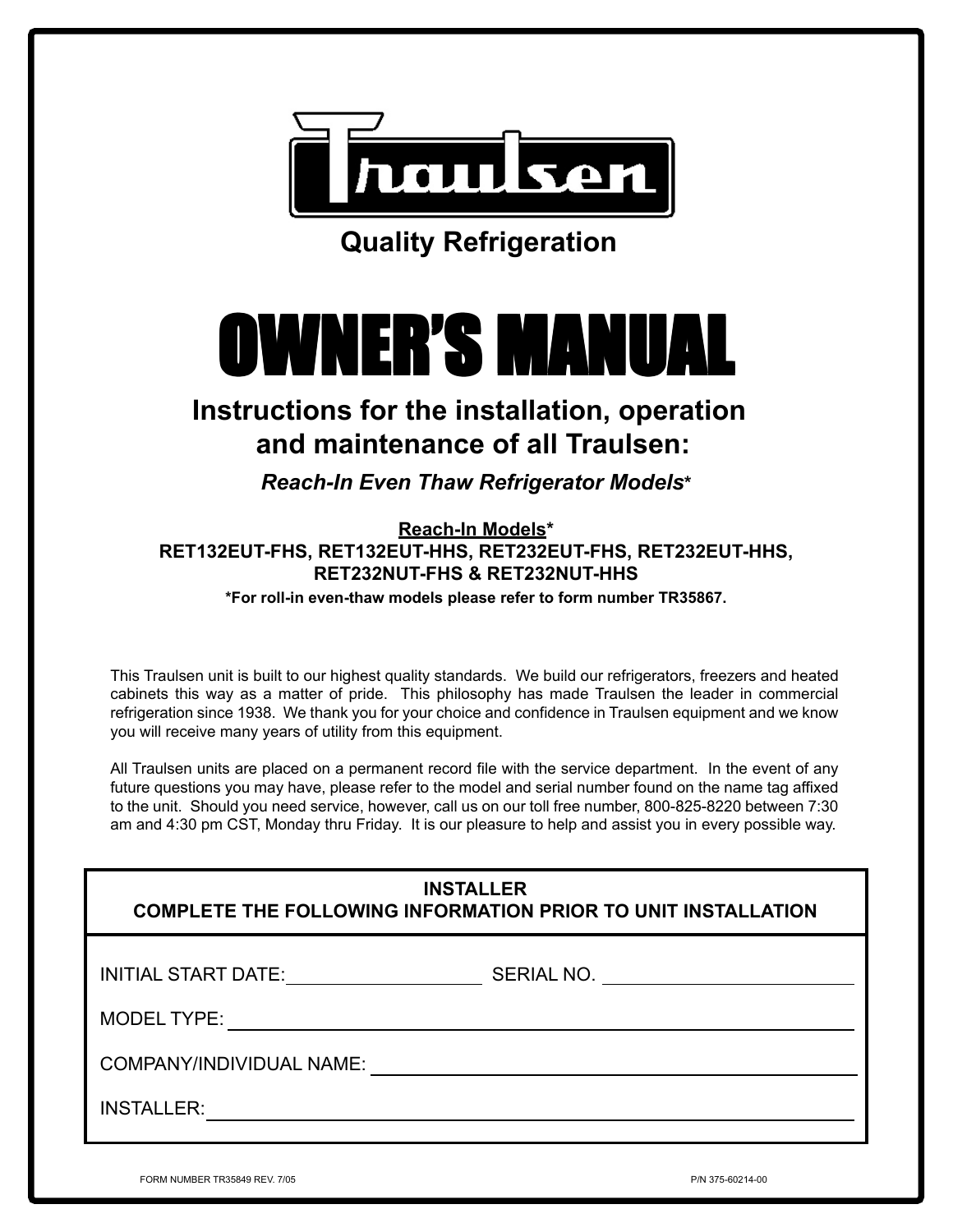# Traulsen

**Quality Refrigeration**

# OWNER'S MANUAL

## Instructions for the installation, operation and maintenance of all Traulsen:

***Reach-In Even Thaw Refrigerator Models****

**Reach-In Models***
**RET132EUT-FHS, RET132EUT-HHS, RET232EUT-FHS, RET232EUT-HHS, RET232NUT-FHS & RET232NUT-HHS**

***For roll-in even-thaw models please refer to form number TR35867.**

This Traulsen unit is built to our highest quality standards. We build our refrigerators, freezers and heated cabinets this way as a matter of pride. This philosophy has made Traulsen the leader in commercial refrigeration since 1938. We thank you for your choice and confidence in Traulsen equipment and we know you will receive many years of utility from this equipment.

All Traulsen units are placed on a permanent record file with the service department. In the event of any future questions you may have, please refer to the model and serial number found on the name tag affixed to the unit. Should you need service, however, call us on our toll free number, 800-825-8220 between 7:30 am and 4:30 pm CST, Monday thru Friday. It is our pleasure to help and assist you in every possible way.

**INSTALLER**
**COMPLETE THE FOLLOWING INFORMATION PRIOR TO UNIT INSTALLATION**

INITIAL START DATE:____________________ SERIAL NO. ____________________

MODEL TYPE: ________________________________________

COMPANY/INDIVIDUAL NAME: ________________________________________

INSTALLER: ________________________________________

FORM NUMBER TR35849 REV. 7/05

P/N 375-60214-00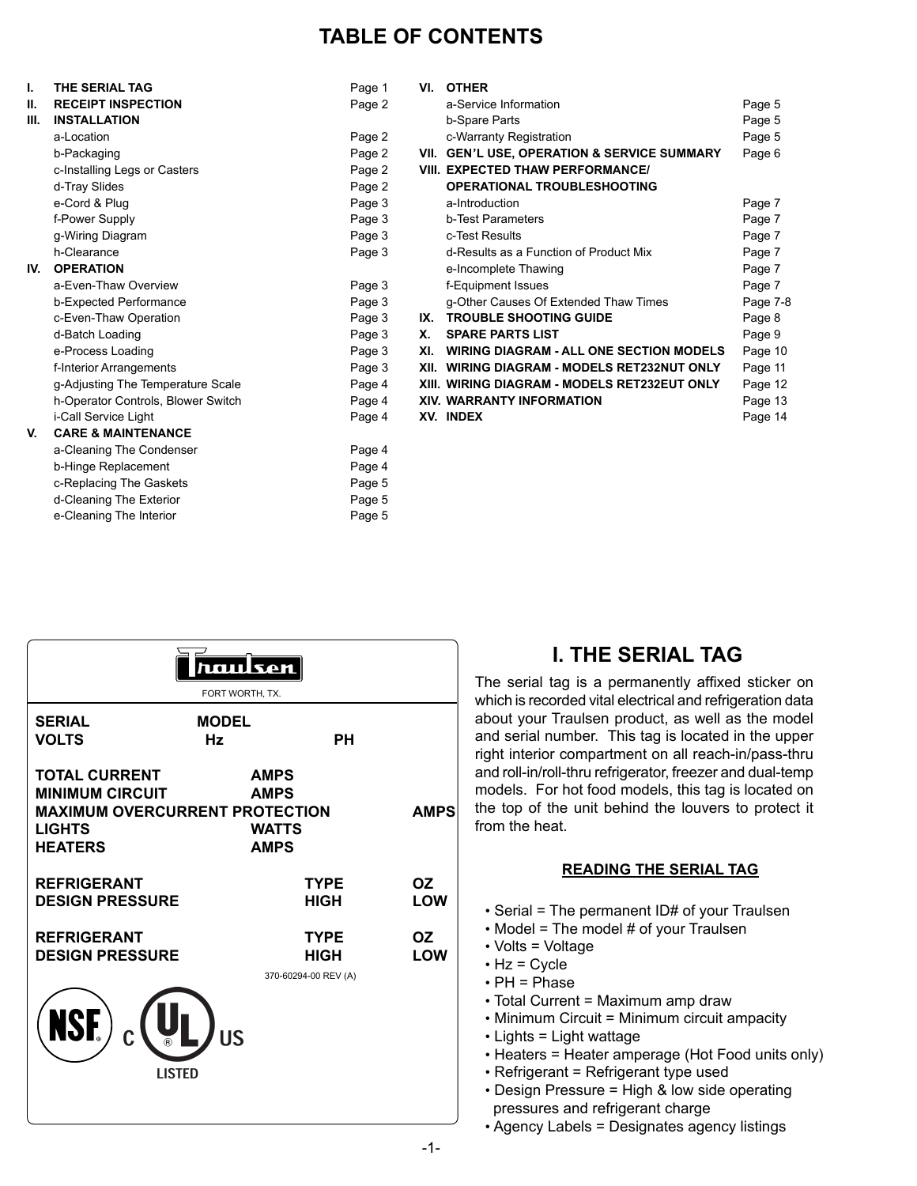# TABLE OF CONTENTS

| | | |
|---|---|---|
| **I.** | **THE SERIAL TAG** | Page 1 |
| **II.** | **RECEIPT INSPECTION** | Page 2 |
| **III.** | **INSTALLATION** | |
| | a-Location | Page 2 |
| | b-Packaging | Page 2 |
| | c-Installing Legs or Casters | Page 2 |
| | d-Tray Slides | Page 2 |
| | e-Cord & Plug | Page 3 |
| | f-Power Supply | Page 3 |
| | g-Wiring Diagram | Page 3 |
| | h-Clearance | Page 3 |
| **IV.** | **OPERATION** | |
| | a-Even-Thaw Overview | Page 3 |
| | b-Expected Performance | Page 3 |
| | c-Even-Thaw Operation | Page 3 |
| | d-Batch Loading | Page 3 |
| | e-Process Loading | Page 3 |
| | f-Interior Arrangements | Page 3 |
| | g-Adjusting The Temperature Scale | Page 4 |
| | h-Operator Controls, Blower Switch | Page 4 |
| | i-Call Service Light | Page 4 |
| **V.** | **CARE & MAINTENANCE** | |
| | a-Cleaning The Condenser | Page 4 |
| | b-Hinge Replacement | Page 4 |
| | c-Replacing The Gaskets | Page 5 |
| | d-Cleaning The Exterior | Page 5 |
| | e-Cleaning The Interior | Page 5 |
| **VI.** | **OTHER** | |
| | a-Service Information | Page 5 |
| | b-Spare Parts | Page 5 |
| | c-Warranty Registration | Page 5 |
| **VII.** | **GEN'L USE, OPERATION & SERVICE SUMMARY** | Page 6 |
| **VIII.** | **EXPECTED THAW PERFORMANCE/ OPERATIONAL TROUBLESHOOTING** | |
| | a-Introduction | Page 7 |
| | b-Test Parameters | Page 7 |
| | c-Test Results | Page 7 |
| | d-Results as a Function of Product Mix | Page 7 |
| | e-Incomplete Thawing | Page 7 |
| | f-Equipment Issues | Page 7 |
| | g-Other Causes Of Extended Thaw Times | Page 7-8 |
| **IX.** | **TROUBLE SHOOTING GUIDE** | Page 8 |
| **X.** | **SPARE PARTS LIST** | Page 9 |
| **XI.** | **WIRING DIAGRAM - ALL ONE SECTION MODELS** | Page 10 |
| **XII.** | **WIRING DIAGRAM - MODELS RET232NUT ONLY** | Page 11 |
| **XIII.** | **WIRING DIAGRAM - MODELS RET232EUT ONLY** | Page 12 |
| **XIV.** | **WARRANTY INFORMATION** | Page 13 |
| **XV.** | **INDEX** | Page 14 |

**Traulsen**
FORT WORTH, TX.

| | | | |
|---|---|---|---|
| **SERIAL** | **MODEL** | | |
| **VOLTS** | **Hz** | **PH** | |
| **TOTAL CURRENT** | **AMPS** | | |
| **MINIMUM CIRCUIT** | **AMPS** | | |
| **MAXIMUM OVERCURRENT PROTECTION** | | | **AMPS** |
| **LIGHTS** | **WATTS** | | |
| **HEATERS** | **AMPS** | | |
| **REFRIGERANT** | | **TYPE** | **OZ** |
| **DESIGN PRESSURE** | | **HIGH** | **LOW** |
| **REFRIGERANT** | | **TYPE** | **OZ** |
| **DESIGN PRESSURE** | | **HIGH** | **LOW** |

370-60294-00 REV (A)

NSF c UL US LISTED

## I. THE SERIAL TAG

The serial tag is a permanently affixed sticker on which is recorded vital electrical and refrigeration data about your Traulsen product, as well as the model and serial number. This tag is located in the upper right interior compartment on all reach-in/pass-thru and roll-in/roll-thru refrigerator, freezer and dual-temp models. For hot food models, this tag is located on the top of the unit behind the louvers to protect it from the heat.

### READING THE SERIAL TAG

- Serial = The permanent ID# of your Traulsen
- Model = The model # of your Traulsen
- Volts = Voltage
- Hz = Cycle
- PH = Phase
- Total Current = Maximum amp draw
- Minimum Circuit = Minimum circuit ampacity
- Lights = Light wattage
- Heaters = Heater amperage (Hot Food units only)
- Refrigerant = Refrigerant type used
- Design Pressure = High & low side operating pressures and refrigerant charge
- Agency Labels = Designates agency listings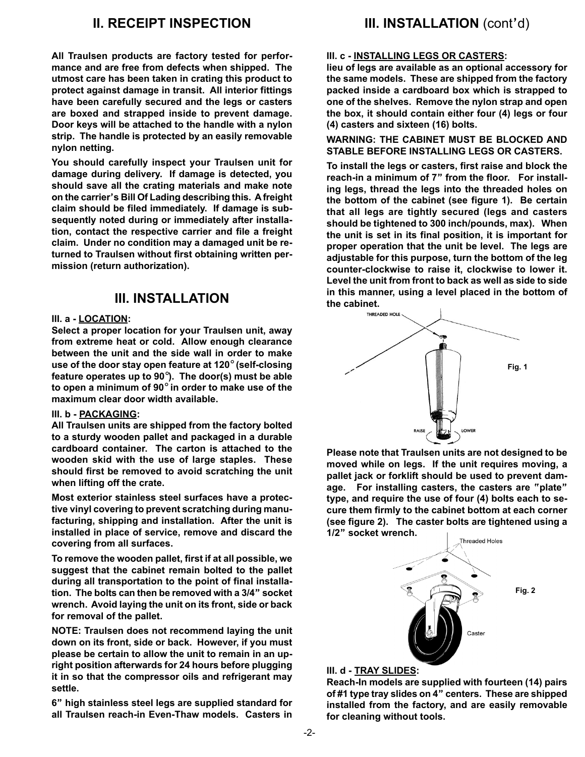## II. RECEIPT INSPECTION

**All Traulsen products are factory tested for performance and are free from defects when shipped. The utmost care has been taken in crating this product to protect against damage in transit. All interior fittings have been carefully secured and the legs or casters are boxed and strapped inside to prevent damage. Door keys will be attached to the handle with a nylon strip. The handle is protected by an easily removable nylon netting.**

**You should carefully inspect your Traulsen unit for damage during delivery. If damage is detected, you should save all the crating materials and make note on the carrier's Bill Of Lading describing this. A freight claim should be filed immediately. If damage is subsequently noted during or immediately after installation, contact the respective carrier and file a freight claim. Under no condition may a damaged unit be returned to Traulsen without first obtaining written permission (return authorization).**

## III. INSTALLATION

**III. a - LOCATION:**
**Select a proper location for your Traulsen unit, away from extreme heat or cold. Allow enough clearance between the unit and the side wall in order to make use of the door stay open feature at 120° (self-closing feature operates up to 90°). The door(s) must be able to open a minimum of 90° in order to make use of the maximum clear door width available.**

**III. b - PACKAGING:**
**All Traulsen units are shipped from the factory bolted to a sturdy wooden pallet and packaged in a durable cardboard container. The carton is attached to the wooden skid with the use of large staples. These should first be removed to avoid scratching the unit when lifting off the crate.**

**Most exterior stainless steel surfaces have a protective vinyl covering to prevent scratching during manufacturing, shipping and installation. After the unit is installed in place of service, remove and discard the covering from all surfaces.**

**To remove the wooden pallet, first if at all possible, we suggest that the cabinet remain bolted to the pallet during all transportation to the point of final installation. The bolts can then be removed with a 3/4" socket wrench. Avoid laying the unit on its front, side or back for removal of the pallet.**

**NOTE: Traulsen does not recommend laying the unit down on its front, side or back. However, if you must please be certain to allow the unit to remain in an upright position afterwards for 24 hours before plugging it in so that the compressor oils and refrigerant may settle.**

**6" high stainless steel legs are supplied standard for all Traulsen reach-in Even-Thaw models. Casters in lieu of legs are available as an optional accessory for the same models. These are shipped from the factory packed inside a cardboard box which is strapped to one of the shelves. Remove the nylon strap and open the box, it should contain either four (4) legs or four (4) casters and sixteen (16) bolts.**

## III. INSTALLATION (cont'd)

**III. c - INSTALLING LEGS OR CASTERS:**

**WARNING: THE CABINET MUST BE BLOCKED AND STABLE BEFORE INSTALLING LEGS OR CASTERS.**

**To install the legs or casters, first raise and block the reach-in a minimum of 7" from the floor. For installing legs, thread the legs into the threaded holes on the bottom of the cabinet (see figure 1). Be certain that all legs are tightly secured (legs and casters should be tightened to 300 inch/pounds, max). When the unit is set in its final position, it is important for proper operation that the unit be level. The legs are adjustable for this purpose, turn the bottom of the leg counter-clockwise to raise it, clockwise to lower it. Level the unit from front to back as well as side to side in this manner, using a level placed in the bottom of the cabinet.**

THREADED HOLE

RAISE LOWER

**Fig. 1**

**Please note that Traulsen units are not designed to be moved while on legs. If the unit requires moving, a pallet jack or forklift should be used to prevent damage. For installing casters, the casters are "plate" type, and require the use of four (4) bolts each to secure them firmly to the cabinet bottom at each corner (see figure 2). The caster bolts are tightened using a 1/2" socket wrench.**

Threaded Holes

Caster

**Fig. 2**

**III. d - TRAY SLIDES:**
**Reach-In models are supplied with fourteen (14) pairs of #1 type tray slides on 4" centers. These are shipped installed from the factory, and are easily removable for cleaning without tools.**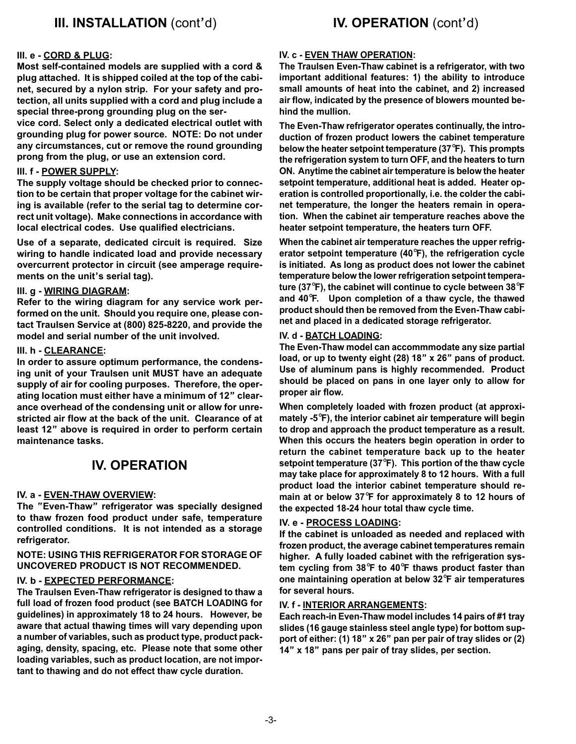## III. INSTALLATION (cont'd)

**III. e - CORD & PLUG:**
**Most self-contained models are supplied with a cord & plug attached. It is shipped coiled at the top of the cabinet, secured by a nylon strip. For your safety and protection, all units supplied with a cord and plug include a special three-prong grounding plug on the service cord. Select only a dedicated electrical outlet with grounding plug for power source. NOTE: Do not under any circumstances, cut or remove the round grounding prong from the plug, or use an extension cord.**

**III. f - POWER SUPPLY:**
**The supply voltage should be checked prior to connection to be certain that proper voltage for the cabinet wiring is available (refer to the serial tag to determine correct unit voltage). Make connections in accordance with local electrical codes. Use qualified electricians.**

**Use of a separate, dedicated circuit is required. Size wiring to handle indicated load and provide necessary overcurrent protector in circuit (see amperage requirements on the unit's serial tag).**

**III. g - WIRING DIAGRAM:**
**Refer to the wiring diagram for any service work performed on the unit. Should you require one, please contact Traulsen Service at (800) 825-8220, and provide the model and serial number of the unit involved.**

**III. h - CLEARANCE:**
**In order to assure optimum performance, the condensing unit of your Traulsen unit MUST have an adequate supply of air for cooling purposes. Therefore, the operating location must either have a minimum of 12" clearance overhead of the condensing unit or allow for unrestricted air flow at the back of the unit. Clearance of at least 12" above is required in order to perform certain maintenance tasks.**

## IV. OPERATION

**IV. a - EVEN-THAW OVERVIEW:**
**The "Even-Thaw" refrigerator was specially designed to thaw frozen food product under safe, temperature controlled conditions. It is not intended as a storage refrigerator.**

**NOTE: USING THIS REFRIGERATOR FOR STORAGE OF UNCOVERED PRODUCT IS NOT RECOMMENDED.**

**IV. b - EXPECTED PERFORMANCE:**
**The Traulsen Even-Thaw refrigerator is designed to thaw a full load of frozen food product (see BATCH LOADING for guidelines) in approximately 18 to 24 hours. However, be aware that actual thawing times will vary depending upon a number of variables, such as product type, product packaging, density, spacing, etc. Please note that some other loading variables, such as product location, are not important to thawing and do not effect thaw cycle duration.**

## IV. OPERATION (cont'd)

**IV. c - EVEN THAW OPERATION:**
**The Traulsen Even-Thaw cabinet is a refrigerator, with two important additional features: 1) the ability to introduce small amounts of heat into the cabinet, and 2) increased air flow, indicated by the presence of blowers mounted behind the mullion.**

**The Even-Thaw refrigerator operates continually, the introduction of frozen product lowers the cabinet temperature below the heater setpoint temperature (37°F). This prompts the refrigeration system to turn OFF, and the heaters to turn ON. Anytime the cabinet air temperature is below the heater setpoint temperature, additional heat is added. Heater operation is controlled proportionally, i.e. the colder the cabinet temperature, the longer the heaters remain in operation. When the cabinet air temperature reaches above the heater setpoint temperature, the heaters turn OFF.**

**When the cabinet air temperature reaches the upper refrigerator setpoint temperature (40°F), the refrigeration cycle is initiated. As long as product does not lower the cabinet temperature below the lower refrigeration setpoint temperature (37°F), the cabinet will continue to cycle between 38°F and 40°F. Upon completion of a thaw cycle, the thawed product should then be removed from the Even-Thaw cabinet and placed in a dedicated storage refrigerator.**

**IV. d - BATCH LOADING:**
**The Even-Thaw model can accommmodate any size partial load, or up to twenty eight (28) 18" x 26" pans of product. Use of aluminum pans is highly recommended. Product should be placed on pans in one layer only to allow for proper air flow.**

**When completely loaded with frozen product (at approximately -5°F), the interior cabinet air temperature will begin to drop and approach the product temperature as a result. When this occurs the heaters begin operation in order to return the cabinet temperature back up to the heater setpoint temperature (37°F). This portion of the thaw cycle may take place for approximately 8 to 12 hours. With a full product load the interior cabinet temperature should remain at or below 37°F for approximately 8 to 12 hours of the expected 18-24 hour total thaw cycle time.**

**IV. e - PROCESS LOADING:**
**If the cabinet is unloaded as needed and replaced with frozen product, the average cabinet temperatures remain higher. A fully loaded cabinet with the refrigeration system cycling from 38°F to 40°F thaws product faster than one maintaining operation at below 32°F air temperatures for several hours.**

**IV. f - INTERIOR ARRANGEMENTS:**
**Each reach-in Even-Thaw model includes 14 pairs of #1 tray slides (16 gauge stainless steel angle type) for bottom support of either: (1) 18" x 26" pan per pair of tray slides or (2) 14" x 18" pans per pair of tray slides, per section.**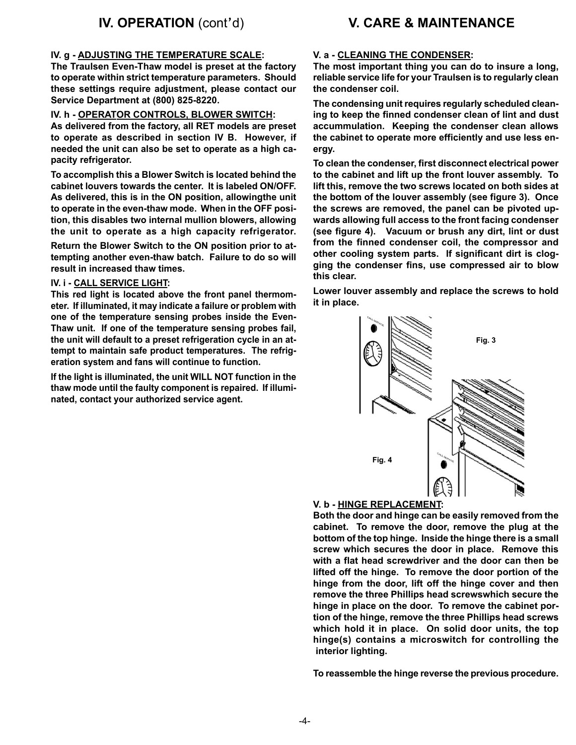## IV. OPERATION (cont'd)

**IV. g - ADJUSTING THE TEMPERATURE SCALE:**
**The Traulsen Even-Thaw model is preset at the factory to operate within strict temperature parameters. Should these settings require adjustment, please contact our Service Department at (800) 825-8220.**

**IV. h - OPERATOR CONTROLS, BLOWER SWITCH:**
**As delivered from the factory, all RET models are preset to operate as described in section IV B. However, if needed the unit can also be set to operate as a high capacity refrigerator.**

**To accomplish this a Blower Switch is located behind the cabinet louvers towards the center. It is labeled ON/OFF. As delivered, this is in the ON position, allowingthe unit to operate in the even-thaw mode. When in the OFF position, this disables two internal mullion blowers, allowing the unit to operate as a high capacity refrigerator.**

**Return the Blower Switch to the ON position prior to attempting another even-thaw batch. Failure to do so will result in increased thaw times.**

**IV. i - CALL SERVICE LIGHT:**
**This red light is located above the front panel thermometer. If illuminated, it may indicate a failure or problem with one of the temperature sensing probes inside the Even-Thaw unit. If one of the temperature sensing probes fail, the unit will default to a preset refrigeration cycle in an attempt to maintain safe product temperatures. The refrigeration system and fans will continue to function.**

**If the light is illuminated, the unit WILL NOT function in the thaw mode until the faulty component is repaired. If illuminated, contact your authorized service agent.**

## V. CARE & MAINTENANCE

**V. a - CLEANING THE CONDENSER:**
**The most important thing you can do to insure a long, reliable service life for your Traulsen is to regularly clean the condenser coil.**

**The condensing unit requires regularly scheduled cleaning to keep the finned condenser clean of lint and dust accummulation. Keeping the condenser clean allows the cabinet to operate more efficiently and use less energy.**

**To clean the condenser, first disconnect electrical power to the cabinet and lift up the front louver assembly. To lift this, remove the two screws located on both sides at the bottom of the louver assembly (see figure 3). Once the screws are removed, the panel can be pivoted upwards allowing full access to the front facing condenser (see figure 4). Vacuum or brush any dirt, lint or dust from the finned condenser coil, the compressor and other cooling system parts. If significant dirt is clogging the condenser fins, use compressed air to blow this clear.**

**Lower louver assembly and replace the screws to hold it in place.**

Fig. 3

Fig. 4

**V. b - HINGE REPLACEMENT:**
**Both the door and hinge can be easily removed from the cabinet. To remove the door, remove the plug at the bottom of the top hinge. Inside the hinge there is a small screw which secures the door in place. Remove this with a flat head screwdriver and the door can then be lifted off the hinge. To remove the door portion of the hinge from the door, lift off the hinge cover and then remove the three Phillips head screwswhich secure the hinge in place on the door. To remove the cabinet portion of the hinge, remove the three Phillips head screws which hold it in place. On solid door units, the top hinge(s) contains a microswitch for controlling the interior lighting.**

**To reassemble the hinge reverse the previous procedure.**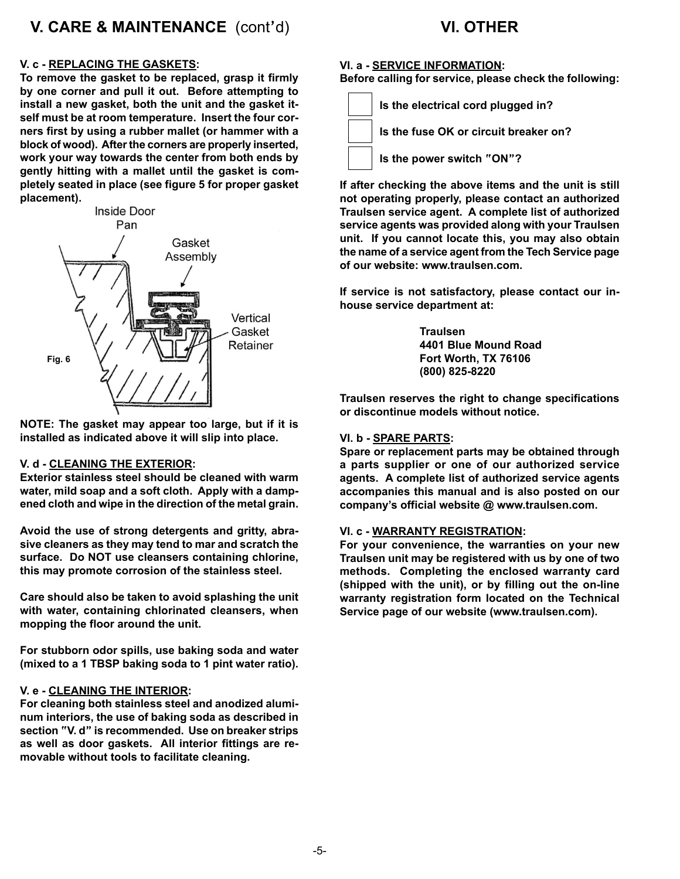## V. CARE & MAINTENANCE (cont'd)

**V. c - REPLACING THE GASKETS:**

**To remove the gasket to be replaced, grasp it firmly by one corner and pull it out. Before attempting to install a new gasket, both the unit and the gasket itself must be at room temperature. Insert the four corners first by using a rubber mallet (or hammer with a block of wood). After the corners are properly inserted, work your way towards the center from both ends by gently hitting with a mallet until the gasket is completely seated in place (see figure 5 for proper gasket placement).**

Inside Door Pan

Gasket Assembly

Vertical Gasket Retainer

**Fig. 6**

**NOTE: The gasket may appear too large, but if it is installed as indicated above it will slip into place.**

**V. d - CLEANING THE EXTERIOR:**

**Exterior stainless steel should be cleaned with warm water, mild soap and a soft cloth. Apply with a dampened cloth and wipe in the direction of the metal grain.**

**Avoid the use of strong detergents and gritty, abrasive cleaners as they may tend to mar and scratch the surface. Do NOT use cleansers containing chlorine, this may promote corrosion of the stainless steel.**

**Care should also be taken to avoid splashing the unit with water, containing chlorinated cleansers, when mopping the floor around the unit.**

**For stubborn odor spills, use baking soda and water (mixed to a 1 TBSP baking soda to 1 pint water ratio).**

**V. e - CLEANING THE INTERIOR:**

**For cleaning both stainless steel and anodized aluminum interiors, the use of baking soda as described in section "V. d" is recommended. Use on breaker strips as well as door gaskets. All interior fittings are removable without tools to facilitate cleaning.**

## VI. OTHER

**VI. a - SERVICE INFORMATION:**

**Before calling for service, please check the following:**

- [ ] **Is the electrical cord plugged in?**
- [ ] **Is the fuse OK or circuit breaker on?**
- [ ] **Is the power switch "ON"?**

**If after checking the above items and the unit is still not operating properly, please contact an authorized Traulsen service agent. A complete list of authorized service agents was provided along with your Traulsen unit. If you cannot locate this, you may also obtain the name of a service agent from the Tech Service page of our website: www.traulsen.com.**

**If service is not satisfactory, please contact our in-house service department at:**

**Traulsen**
**4401 Blue Mound Road**
**Fort Worth, TX 76106**
**(800) 825-8220**

**Traulsen reserves the right to change specifications or discontinue models without notice.**

**VI. b - SPARE PARTS:**

**Spare or replacement parts may be obtained through a parts supplier or one of our authorized service agents. A complete list of authorized service agents accompanies this manual and is also posted on our company's official website @ www.traulsen.com.**

**VI. c - WARRANTY REGISTRATION:**

**For your convenience, the warranties on your new Traulsen unit may be registered with us by one of two methods. Completing the enclosed warranty card (shipped with the unit), or by filling out the on-line warranty registration form located on the Technical Service page of our website (www.traulsen.com).**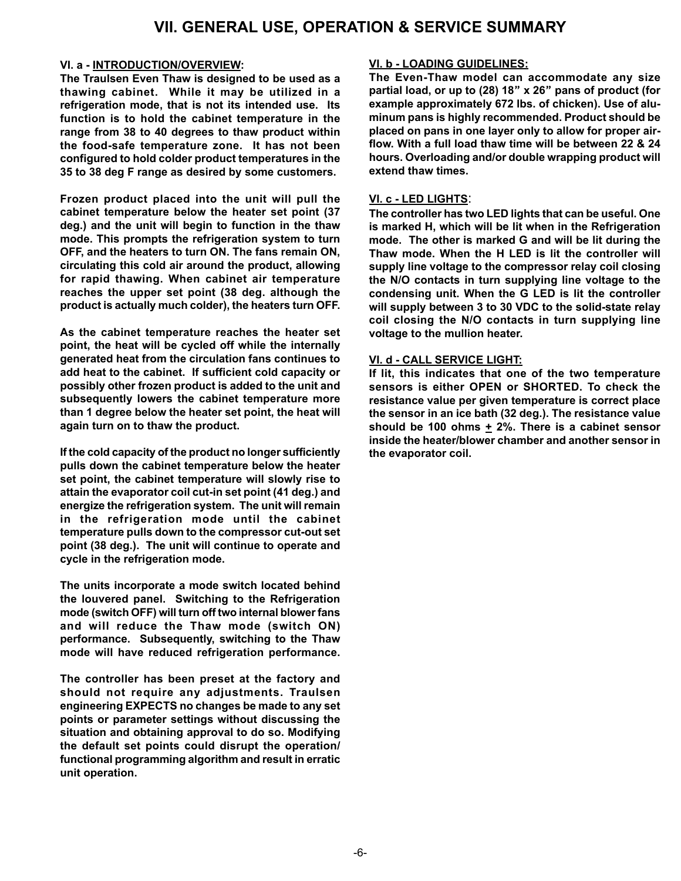# VII. GENERAL USE, OPERATION & SERVICE SUMMARY

**VI. a - INTRODUCTION/OVERVIEW:**

**The Traulsen Even Thaw is designed to be used as a thawing cabinet. While it may be utilized in a refrigeration mode, that is not its intended use. Its function is to hold the cabinet temperature in the range from 38 to 40 degrees to thaw product within the food-safe temperature zone. It has not been configured to hold colder product temperatures in the 35 to 38 deg F range as desired by some customers.**

**Frozen product placed into the unit will pull the cabinet temperature below the heater set point (37 deg.) and the unit will begin to function in the thaw mode. This prompts the refrigeration system to turn OFF, and the heaters to turn ON. The fans remain ON, circulating this cold air around the product, allowing for rapid thawing. When cabinet air temperature reaches the upper set point (38 deg. although the product is actually much colder), the heaters turn OFF.**

**As the cabinet temperature reaches the heater set point, the heat will be cycled off while the internally generated heat from the circulation fans continues to add heat to the cabinet. If sufficient cold capacity or possibly other frozen product is added to the unit and subsequently lowers the cabinet temperature more than 1 degree below the heater set point, the heat will again turn on to thaw the product.**

**If the cold capacity of the product no longer sufficiently pulls down the cabinet temperature below the heater set point, the cabinet temperature will slowly rise to attain the evaporator coil cut-in set point (41 deg.) and energize the refrigeration system. The unit will remain in the refrigeration mode until the cabinet temperature pulls down to the compressor cut-out set point (38 deg.). The unit will continue to operate and cycle in the refrigeration mode.**

**The units incorporate a mode switch located behind the louvered panel. Switching to the Refrigeration mode (switch OFF) will turn off two internal blower fans and will reduce the Thaw mode (switch ON) performance. Subsequently, switching to the Thaw mode will have reduced refrigeration performance.**

**The controller has been preset at the factory and should not require any adjustments. Traulsen engineering EXPECTS no changes be made to any set points or parameter settings without discussing the situation and obtaining approval to do so. Modifying the default set points could disrupt the operation/functional programming algorithm and result in erratic unit operation.**

**VI. b - LOADING GUIDELINES:**

**The Even-Thaw model can accommodate any size partial load, or up to (28) 18" x 26" pans of product (for example approximately 672 lbs. of chicken). Use of aluminum pans is highly recommended. Product should be placed on pans in one layer only to allow for proper airflow. With a full load thaw time will be between 22 & 24 hours. Overloading and/or double wrapping product will extend thaw times.**

**VI. c - LED LIGHTS:**

**The controller has two LED lights that can be useful. One is marked H, which will be lit when in the Refrigeration mode. The other is marked G and will be lit during the Thaw mode. When the H LED is lit the controller will supply line voltage to the compressor relay coil closing the N/O contacts in turn supplying line voltage to the condensing unit. When the G LED is lit the controller will supply between 3 to 30 VDC to the solid-state relay coil closing the N/O contacts in turn supplying line voltage to the mullion heater.**

**VI. d - CALL SERVICE LIGHT:**

**If lit, this indicates that one of the two temperature sensors is either OPEN or SHORTED. To check the resistance value per given temperature is correct place the sensor in an ice bath (32 deg.). The resistance value should be 100 ohms ± 2%. There is a cabinet sensor inside the heater/blower chamber and another sensor in the evaporator coil.**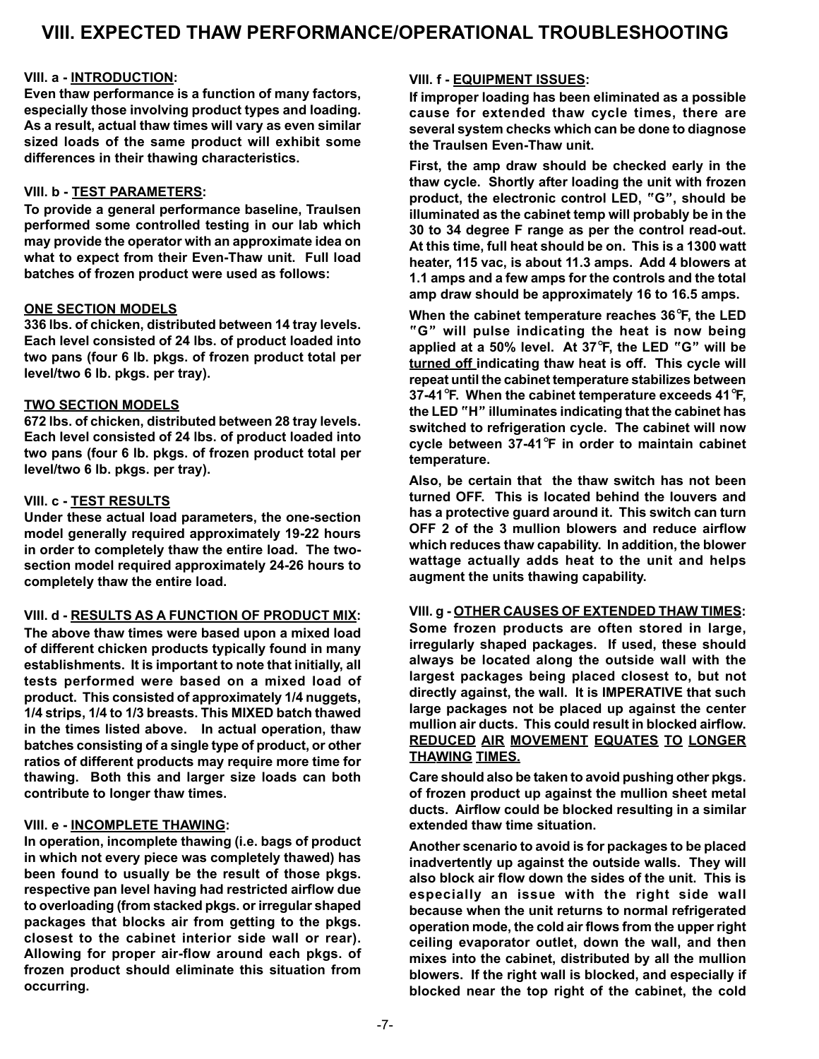# VIII. EXPECTED THAW PERFORMANCE/OPERATIONAL TROUBLESHOOTING

**VIII. a - INTRODUCTION:**

**Even thaw performance is a function of many factors, especially those involving product types and loading. As a result, actual thaw times will vary as even similar sized loads of the same product will exhibit some differences in their thawing characteristics.**

**VIII. b - TEST PARAMETERS:**

**To provide a general performance baseline, Traulsen performed some controlled testing in our lab which may provide the operator with an approximate idea on what to expect from their Even-Thaw unit. Full load batches of frozen product were used as follows:**

**ONE SECTION MODELS**

**336 lbs. of chicken, distributed between 14 tray levels. Each level consisted of 24 lbs. of product loaded into two pans (four 6 lb. pkgs. of frozen product total per level/two 6 lb. pkgs. per tray).**

**TWO SECTION MODELS**

**672 lbs. of chicken, distributed between 28 tray levels. Each level consisted of 24 lbs. of product loaded into two pans (four 6 lb. pkgs. of frozen product total per level/two 6 lb. pkgs. per tray).**

**VIII. c - TEST RESULTS**

**Under these actual load parameters, the one-section model generally required approximately 19-22 hours in order to completely thaw the entire load. The two-section model required approximately 24-26 hours to completely thaw the entire load.**

**VIII. d - RESULTS AS A FUNCTION OF PRODUCT MIX:**

**The above thaw times were based upon a mixed load of different chicken products typically found in many establishments. It is important to note that initially, all tests performed were based on a mixed load of product. This consisted of approximately 1/4 nuggets, 1/4 strips, 1/4 to 1/3 breasts. This MIXED batch thawed in the times listed above. In actual operation, thaw batches consisting of a single type of product, or other ratios of different products may require more time for thawing. Both this and larger size loads can both contribute to longer thaw times.**

**VIII. e - INCOMPLETE THAWING:**

**In operation, incomplete thawing (i.e. bags of product in which not every piece was completely thawed) has been found to usually be the result of those pkgs. respective pan level having had restricted airflow due to overloading (from stacked pkgs. or irregular shaped packages that blocks air from getting to the pkgs. closest to the cabinet interior side wall or rear). Allowing for proper air-flow around each pkgs. of frozen product should eliminate this situation from occurring.**

**VIII. f - EQUIPMENT ISSUES:**

**If improper loading has been eliminated as a possible cause for extended thaw cycle times, there are several system checks which can be done to diagnose the Traulsen Even-Thaw unit.**

**First, the amp draw should be checked early in the thaw cycle. Shortly after loading the unit with frozen product, the electronic control LED, "G", should be illuminated as the cabinet temp will probably be in the 30 to 34 degree F range as per the control read-out. At this time, full heat should be on. This is a 1300 watt heater, 115 vac, is about 11.3 amps. Add 4 blowers at 1.1 amps and a few amps for the controls and the total amp draw should be approximately 16 to 16.5 amps.**

**When the cabinet temperature reaches 36°F, the LED "G" will pulse indicating the heat is now being applied at a 50% level. At 37°F, the LED "G" will be turned off indicating thaw heat is off. This cycle will repeat until the cabinet temperature stabilizes between 37-41°F. When the cabinet temperature exceeds 41°F, the LED "H" illuminates indicating that the cabinet has switched to refrigeration cycle. The cabinet will now cycle between 37-41°F in order to maintain cabinet temperature.**

**Also, be certain that the thaw switch has not been turned OFF. This is located behind the louvers and has a protective guard around it. This switch can turn OFF 2 of the 3 mullion blowers and reduce airflow which reduces thaw capability. In addition, the blower wattage actually adds heat to the unit and helps augment the units thawing capability.**

**VIII. g - OTHER CAUSES OF EXTENDED THAW TIMES:**

**Some frozen products are often stored in large, irregularly shaped packages. If used, these should always be located along the outside wall with the largest packages being placed closest to, but not directly against, the wall. It is IMPERATIVE that such large packages not be placed up against the center mullion air ducts. This could result in blocked airflow. REDUCED AIR MOVEMENT EQUATES TO LONGER THAWING TIMES.**

**Care should also be taken to avoid pushing other pkgs. of frozen product up against the mullion sheet metal ducts. Airflow could be blocked resulting in a similar extended thaw time situation.**

**Another scenario to avoid is for packages to be placed inadvertently up against the outside walls. They will also block air flow down the sides of the unit. This is especially an issue with the right side wall because when the unit returns to normal refrigerated operation mode, the cold air flows from the upper right ceiling evaporator outlet, down the wall, and then mixes into the cabinet, distributed by all the mullion blowers. If the right wall is blocked, and especially if blocked near the top right of the cabinet, the cold**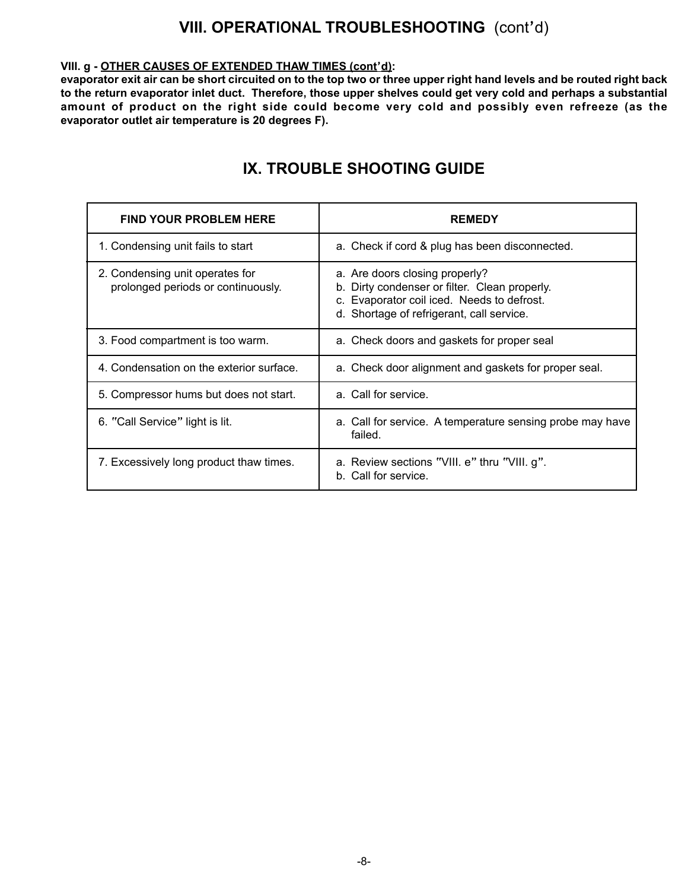## VIII. OPERATIONAL TROUBLESHOOTING (cont'd)

**VIII. g - OTHER CAUSES OF EXTENDED THAW TIMES (cont'd):**
**evaporator exit air can be short circuited on to the top two or three upper right hand levels and be routed right back to the return evaporator inlet duct. Therefore, those upper shelves could get very cold and perhaps a substantial amount of product on the right side could become very cold and possibly even refreeze (as the evaporator outlet air temperature is 20 degrees F).**

## IX. TROUBLE SHOOTING GUIDE

| FIND YOUR PROBLEM HERE | REMEDY |
|---|---|
| 1. Condensing unit fails to start | a. Check if cord & plug has been disconnected. |
| 2. Condensing unit operates for prolonged periods or continuously. | a. Are doors closing properly?<br>b. Dirty condenser or filter. Clean properly.<br>c. Evaporator coil iced. Needs to defrost.<br>d. Shortage of refrigerant, call service. |
| 3. Food compartment is too warm. | a. Check doors and gaskets for proper seal |
| 4. Condensation on the exterior surface. | a. Check door alignment and gaskets for proper seal. |
| 5. Compressor hums but does not start. | a. Call for service. |
| 6. "Call Service" light is lit. | a. Call for service. A temperature sensing probe may have failed. |
| 7. Excessively long product thaw times. | a. Review sections "VIII. e" thru "VIII. g".<br>b. Call for service. |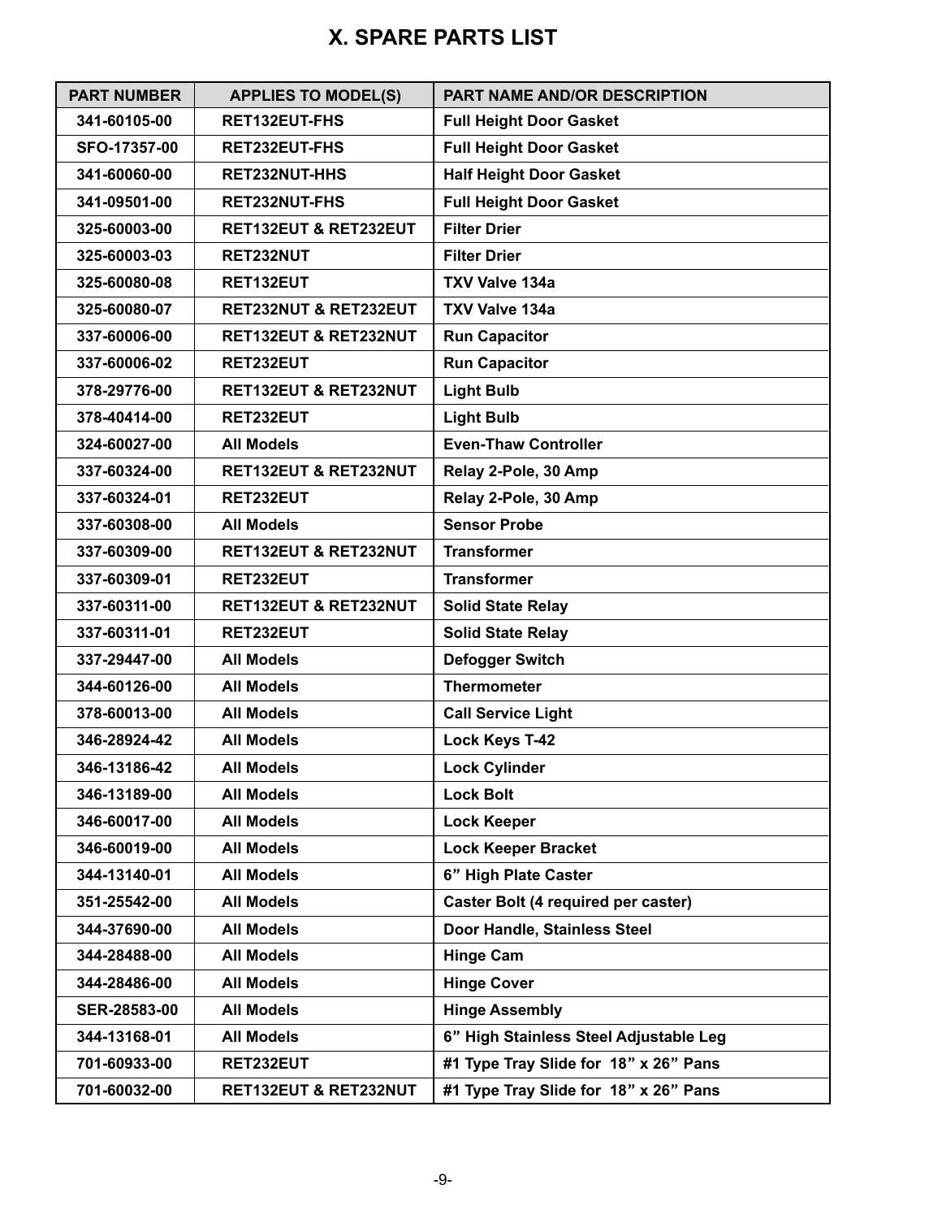# X. SPARE PARTS LIST

| PART NUMBER | APPLIES TO MODEL(S) | PART NAME AND/OR DESCRIPTION |
|---|---|---|
| 341-60105-00 | RET132EUT-FHS | Full Height Door Gasket |
| SFO-17357-00 | RET232EUT-FHS | Full Height Door Gasket |
| 341-60060-00 | RET232NUT-HHS | Half Height Door Gasket |
| 341-09501-00 | RET232NUT-FHS | Full Height Door Gasket |
| 325-60003-00 | RET132EUT & RET232EUT | Filter Drier |
| 325-60003-03 | RET232NUT | Filter Drier |
| 325-60080-08 | RET132EUT | TXV Valve 134a |
| 325-60080-07 | RET232NUT & RET232EUT | TXV Valve 134a |
| 337-60006-00 | RET132EUT & RET232NUT | Run Capacitor |
| 337-60006-02 | RET232EUT | Run Capacitor |
| 378-29776-00 | RET132EUT & RET232NUT | Light Bulb |
| 378-40414-00 | RET232EUT | Light Bulb |
| 324-60027-00 | All Models | Even-Thaw Controller |
| 337-60324-00 | RET132EUT & RET232NUT | Relay 2-Pole, 30 Amp |
| 337-60324-01 | RET232EUT | Relay 2-Pole, 30 Amp |
| 337-60308-00 | All Models | Sensor Probe |
| 337-60309-00 | RET132EUT & RET232NUT | Transformer |
| 337-60309-01 | RET232EUT | Transformer |
| 337-60311-00 | RET132EUT & RET232NUT | Solid State Relay |
| 337-60311-01 | RET232EUT | Solid State Relay |
| 337-29447-00 | All Models | Defogger Switch |
| 344-60126-00 | All Models | Thermometer |
| 378-60013-00 | All Models | Call Service Light |
| 346-28924-42 | All Models | Lock Keys T-42 |
| 346-13186-42 | All Models | Lock Cylinder |
| 346-13189-00 | All Models | Lock Bolt |
| 346-60017-00 | All Models | Lock Keeper |
| 346-60019-00 | All Models | Lock Keeper Bracket |
| 344-13140-01 | All Models | 6” High Plate Caster |
| 351-25542-00 | All Models | Caster Bolt (4 required per caster) |
| 344-37690-00 | All Models | Door Handle, Stainless Steel |
| 344-28488-00 | All Models | Hinge Cam |
| 344-28486-00 | All Models | Hinge Cover |
| SER-28583-00 | All Models | Hinge Assembly |
| 344-13168-01 | All Models | 6” High Stainless Steel Adjustable Leg |
| 701-60933-00 | RET232EUT | #1 Type Tray Slide for 18” x 26” Pans |
| 701-60032-00 | RET132EUT & RET232NUT | #1 Type Tray Slide for 18” x 26” Pans |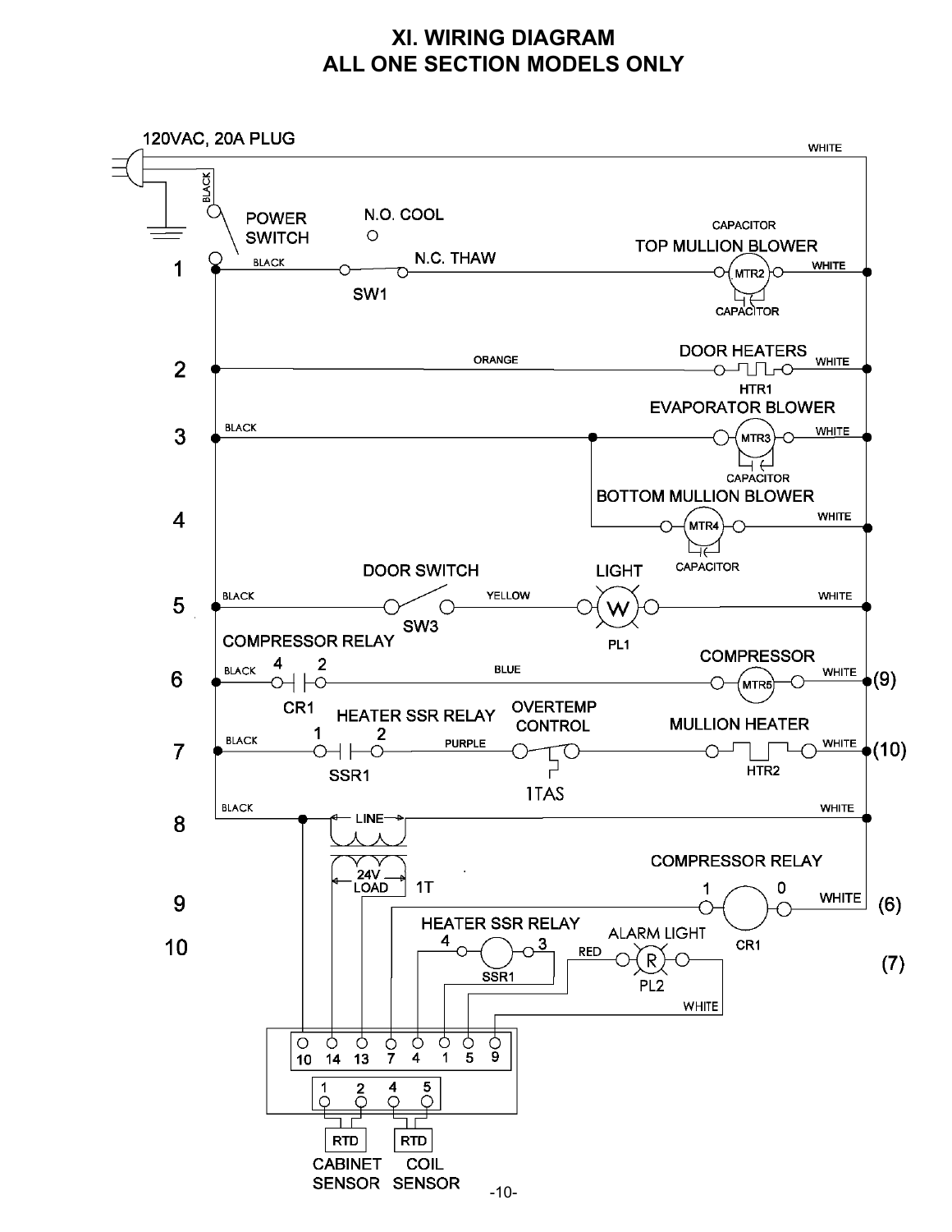# XI. WIRING DIAGRAM
# ALL ONE SECTION MODELS ONLY

120VAC, 20A PLUG

BLACK

WHITE

POWER SWITCH

N.O. COOL

N.C. THAW

SW1

CAPACITOR

TOP MULLION BLOWER

MTR2

CAPACITOR

1 BLACK — WHITE

2 ORANGE — DOOR HEATERS HTR1 — WHITE

3 BLACK — EVAPORATOR BLOWER MTR3 CAPACITOR — WHITE

4 BOTTOM MULLION BLOWER MTR4 CAPACITOR — WHITE

5 BLACK — DOOR SWITCH SW3 — YELLOW — LIGHT W PL1 — WHITE

6 COMPRESSOR RELAY — BLACK 4 2 CR1 — BLUE — COMPRESSOR MTR5 — WHITE (9)

7 BLACK 1 2 SSR1 — HEATER SSR RELAY — PURPLE — OVERTEMP CONTROL 1TAS — MULLION HEATER HTR2 — WHITE (10)

8 BLACK — LINE — 24V LOAD 1T — WHITE

9 COMPRESSOR RELAY 1 0 CR1 — WHITE (6)

10 HEATER SSR RELAY 4 3 SSR1 — RED — ALARM LIGHT R PL2 — WHITE (7)

10 14 13 7 4 1 5 9

1 2 4 5

RTD — CABINET SENSOR

RTD — COIL SENSOR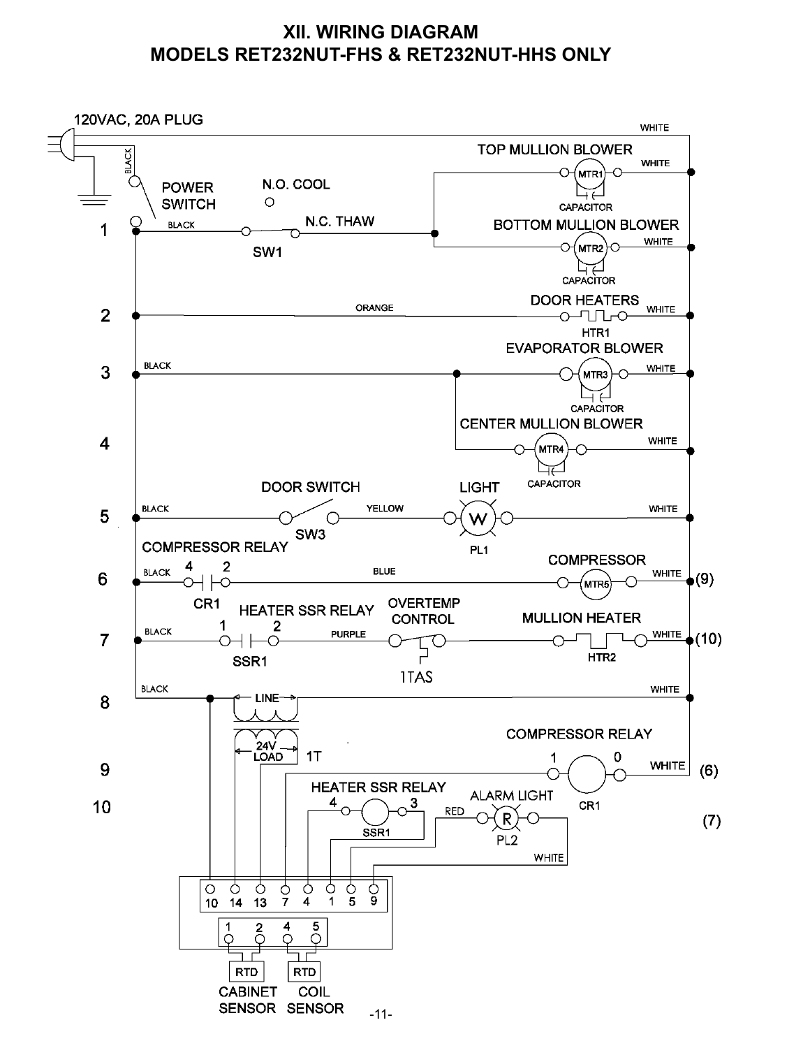# XII. WIRING DIAGRAM
# MODELS RET232NUT-FHS & RET232NUT-HHS ONLY

120VAC, 20A PLUG

POWER SWITCH

N.O. COOL

N.C. THAW

SW1

TOP MULLION BLOWER

MTR1

CAPACITOR

BOTTOM MULLION BLOWER

MTR2

CAPACITOR

DOOR HEATERS

HTR1

EVAPORATOR BLOWER

MTR3

CAPACITOR

CENTER MULLION BLOWER

MTR4

CAPACITOR

DOOR SWITCH

SW3

LIGHT

PL1

COMPRESSOR RELAY

CR1

COMPRESSOR

MTR5

HEATER SSR RELAY

SSR1

OVERTEMP CONTROL

1TAS

MULLION HEATER

HTR2

LINE

24V LOAD

1T

COMPRESSOR RELAY

CR1

HEATER SSR RELAY

SSR1

ALARM LIGHT

PL2

RTD

RTD

CABINET SENSOR

COIL SENSOR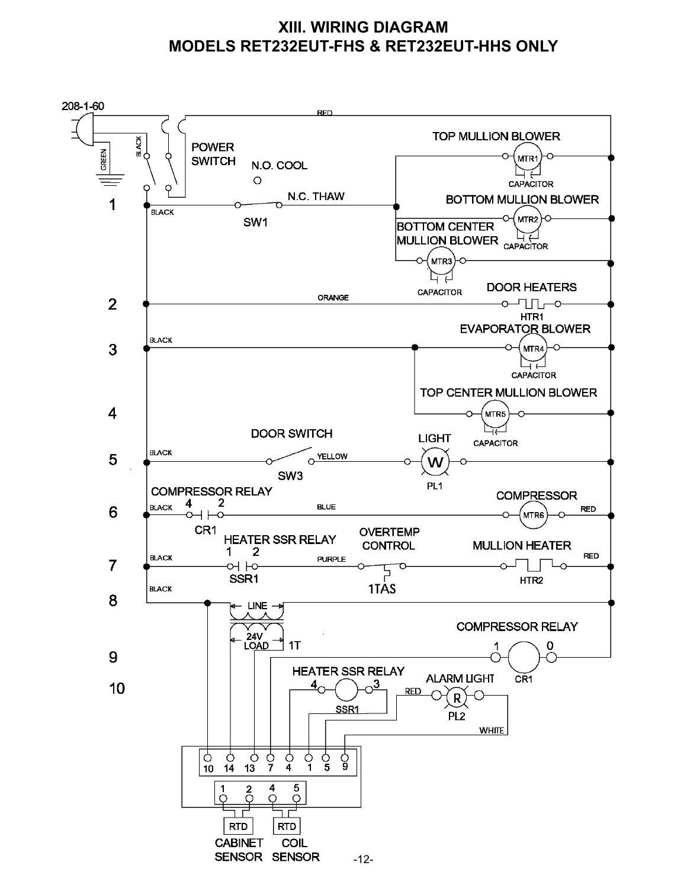# XIII. WIRING DIAGRAM
# MODELS RET232EUT-FHS & RET232EUT-HHS ONLY

208-1-60

GREEN

BLACK

POWER SWITCH

RED

TOP MULLION BLOWER

MTR1

CAPACITOR

N.O. COOL

N.C. THAW

1

BLACK

SW1

BOTTOM MULLION BLOWER

MTR2

BOTTOM CENTER MULLION BLOWER

CAPACITOR

MTR3

CAPACITOR

DOOR HEATERS

2

ORANGE

HTR1

EVAPORATOR BLOWER

BLACK

3

MTR4

CAPACITOR

TOP CENTER MULLION BLOWER

4

MTR5

DOOR SWITCH

LIGHT

CAPACITOR

5

BLACK

YELLOW

W

SW3

PL1

COMPRESSOR RELAY

COMPRESSOR

4 2

6

BLACK

BLUE

MTR6

RED

CR1

HEATER SSR RELAY

OVERTEMP CONTROL

MULLION HEATER

1 2

7

BLACK

PURPLE

RED

SSR1

1TAS

HTR2

8

BLACK

LINE

24V LOAD

1T

COMPRESSOR RELAY

1 0

9

CR1

HEATER SSR RELAY

10

4 3

ALARM LIGHT

RED

R

SSR1

PL2

WHITE

10 14 13 7 4 1 5 9

1 2 4 5

RTD

RTD

CABINET SENSOR

COIL SENSOR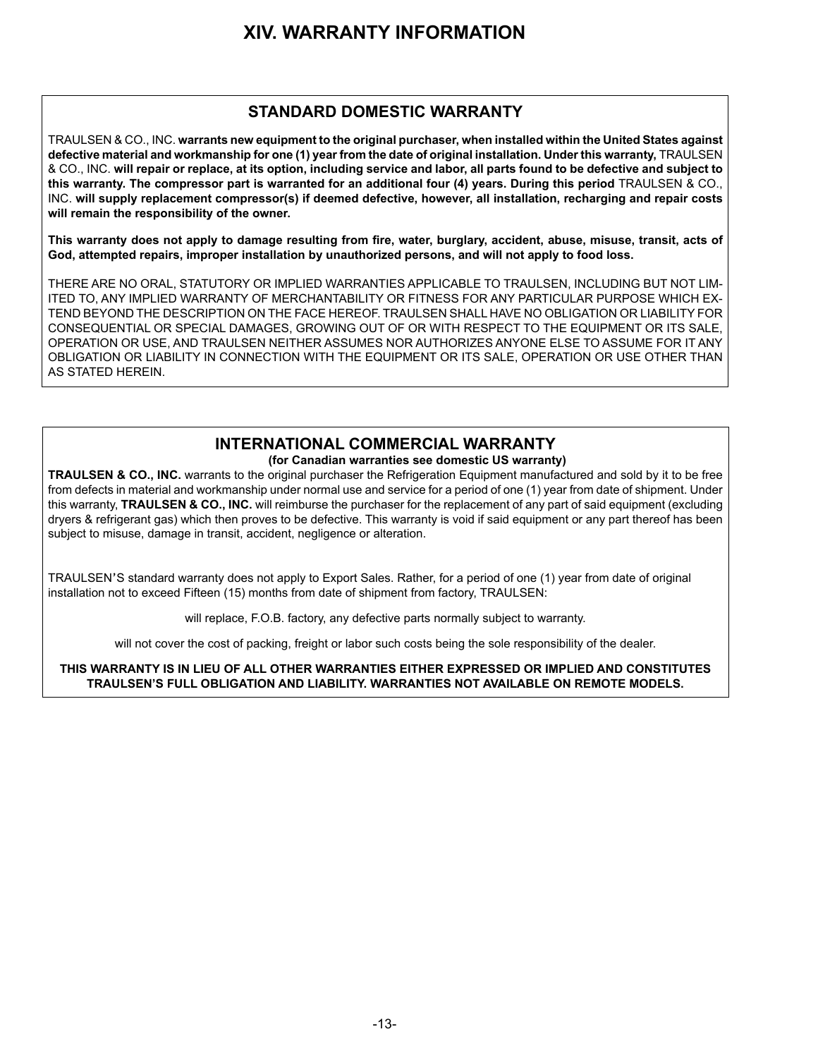# XIV. WARRANTY INFORMATION

## STANDARD DOMESTIC WARRANTY

TRAULSEN & CO., INC. **warrants new equipment to the original purchaser, when installed within the United States against defective material and workmanship for one (1) year from the date of original installation. Under this warranty,** TRAULSEN & CO., INC. **will repair or replace, at its option, including service and labor, all parts found to be defective and subject to this warranty. The compressor part is warranted for an additional four (4) years. During this period** TRAULSEN & CO., INC. **will supply replacement compressor(s) if deemed defective, however, all installation, recharging and repair costs will remain the responsibility of the owner.**

**This warranty does not apply to damage resulting from fire, water, burglary, accident, abuse, misuse, transit, acts of God, attempted repairs, improper installation by unauthorized persons, and will not apply to food loss.**

THERE ARE NO ORAL, STATUTORY OR IMPLIED WARRANTIES APPLICABLE TO TRAULSEN, INCLUDING BUT NOT LIMITED TO, ANY IMPLIED WARRANTY OF MERCHANTABILITY OR FITNESS FOR ANY PARTICULAR PURPOSE WHICH EXTEND BEYOND THE DESCRIPTION ON THE FACE HEREOF. TRAULSEN SHALL HAVE NO OBLIGATION OR LIABILITY FOR CONSEQUENTIAL OR SPECIAL DAMAGES, GROWING OUT OF OR WITH RESPECT TO THE EQUIPMENT OR ITS SALE, OPERATION OR USE, AND TRAULSEN NEITHER ASSUMES NOR AUTHORIZES ANYONE ELSE TO ASSUME FOR IT ANY OBLIGATION OR LIABILITY IN CONNECTION WITH THE EQUIPMENT OR ITS SALE, OPERATION OR USE OTHER THAN AS STATED HEREIN.

## INTERNATIONAL COMMERCIAL WARRANTY

**(for Canadian warranties see domestic US warranty)**

**TRAULSEN & CO., INC.** warrants to the original purchaser the Refrigeration Equipment manufactured and sold by it to be free from defects in material and workmanship under normal use and service for a period of one (1) year from date of shipment. Under this warranty, **TRAULSEN & CO., INC.** will reimburse the purchaser for the replacement of any part of said equipment (excluding dryers & refrigerant gas) which then proves to be defective. This warranty is void if said equipment or any part thereof has been subject to misuse, damage in transit, accident, negligence or alteration.

TRAULSEN'S standard warranty does not apply to Export Sales. Rather, for a period of one (1) year from date of original installation not to exceed Fifteen (15) months from date of shipment from factory, TRAULSEN:

will replace, F.O.B. factory, any defective parts normally subject to warranty.

will not cover the cost of packing, freight or labor such costs being the sole responsibility of the dealer.

**THIS WARRANTY IS IN LIEU OF ALL OTHER WARRANTIES EITHER EXPRESSED OR IMPLIED AND CONSTITUTES TRAULSEN'S FULL OBLIGATION AND LIABILITY. WARRANTIES NOT AVAILABLE ON REMOTE MODELS.**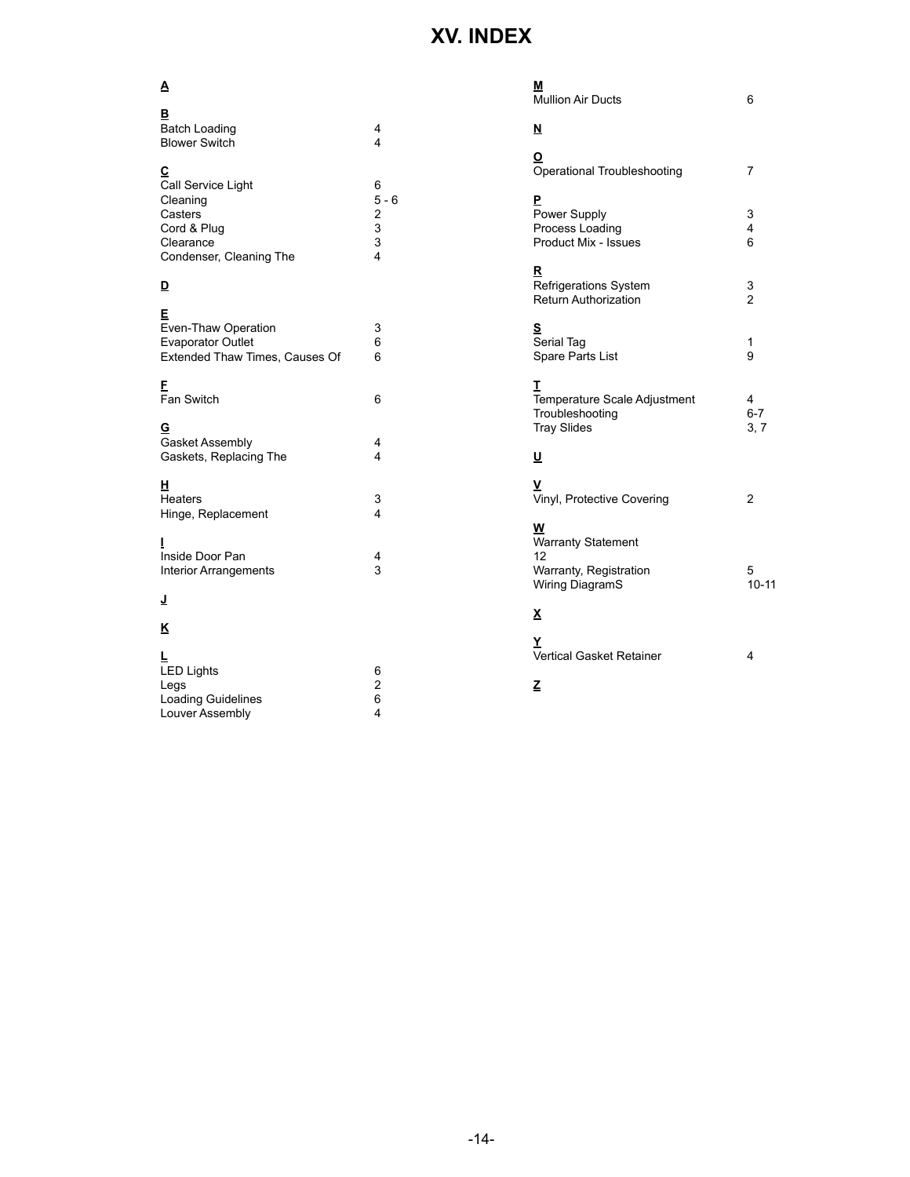# XV. INDEX

**A**

**B**

| | |
|---|---|
| Batch Loading | 4 |
| Blower Switch | 4 |

**C**

| | |
|---|---|
| Call Service Light | 6 |
| Cleaning | 5 - 6 |
| Casters | 2 |
| Cord & Plug | 3 |
| Clearance | 3 |
| Condenser, Cleaning The | 4 |

**D**

**E**

| | |
|---|---|
| Even-Thaw Operation | 3 |
| Evaporator Outlet | 6 |
| Extended Thaw Times, Causes Of | 6 |

**F**

| | |
|---|---|
| Fan Switch | 6 |

**G**

| | |
|---|---|
| Gasket Assembly | 4 |
| Gaskets, Replacing The | 4 |

**H**

| | |
|---|---|
| Heaters | 3 |
| Hinge, Replacement | 4 |

**I**

| | |
|---|---|
| Inside Door Pan | 4 |
| Interior Arrangements | 3 |

**J**

**K**

**L**

| | |
|---|---|
| LED Lights | 6 |
| Legs | 2 |
| Loading Guidelines | 6 |
| Louver Assembly | 4 |

**M**

| | |
|---|---|
| Mullion Air Ducts | 6 |

**N**

**O**

| | |
|---|---|
| Operational Troubleshooting | 7 |

**P**

| | |
|---|---|
| Power Supply | 3 |
| Process Loading | 4 |
| Product Mix - Issues | 6 |

**R**

| | |
|---|---|
| Refrigerations System | 3 |
| Return Authorization | 2 |

**S**

| | |
|---|---|
| Serial Tag | 1 |
| Spare Parts List | 9 |

**T**

| | |
|---|---|
| Temperature Scale Adjustment | 4 |
| Troubleshooting | 6-7 |
| Tray Slides | 3, 7 |

**U**

**V**

| | |
|---|---|
| Vinyl, Protective Covering | 2 |

**W**

| | |
|---|---|
| Warranty Statement 12 | |
| Warranty, Registration | 5 |
| Wiring DiagramS | 10-11 |

**X**

**Y**

| | |
|---|---|
| Vertical Gasket Retainer | 4 |

**Z**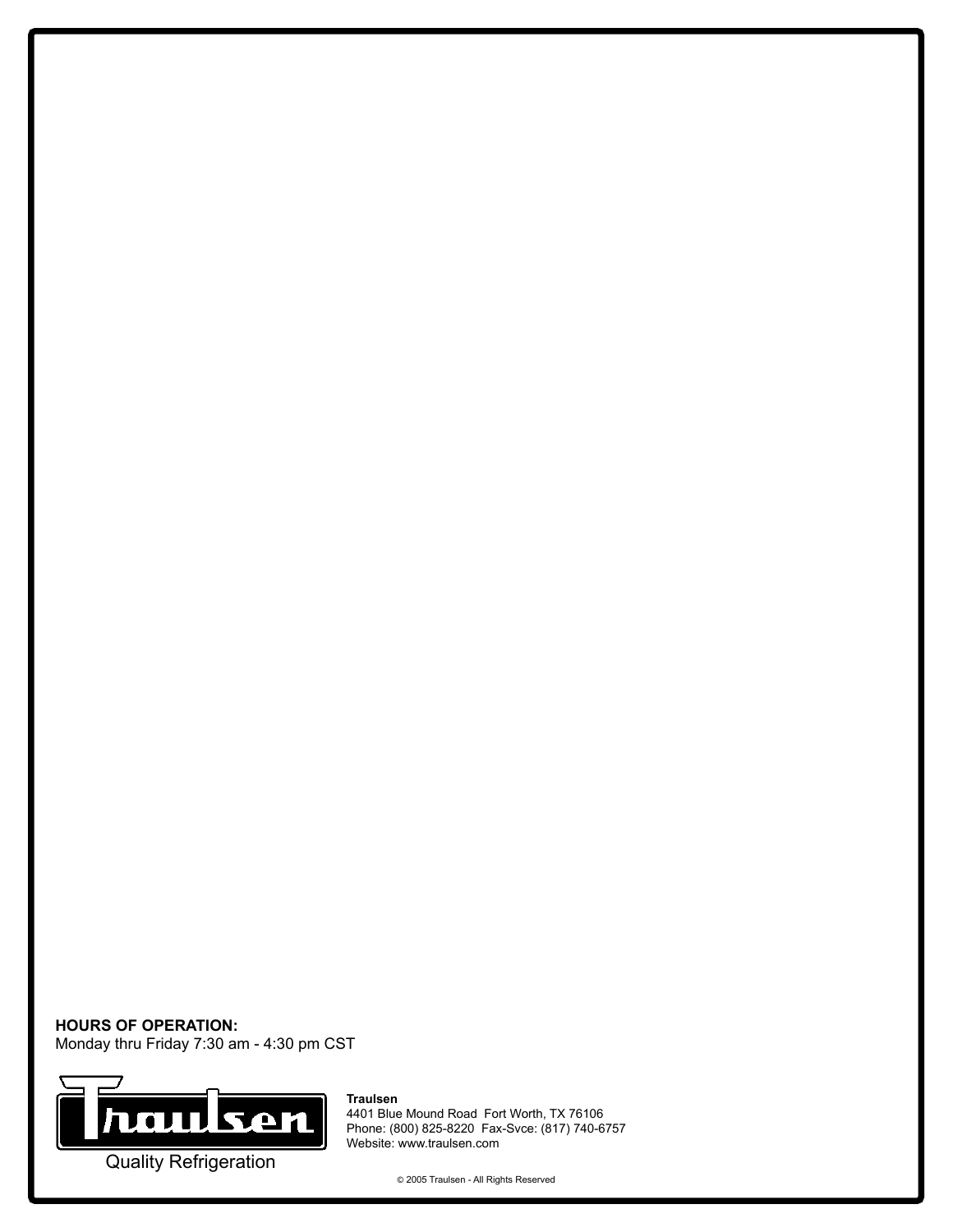**HOURS OF OPERATION:**
Monday thru Friday 7:30 am - 4:30 pm CST

Traulsen

Quality Refrigeration

**Traulsen**
4401 Blue Mound Road Fort Worth, TX 76106
Phone: (800) 825-8220 Fax-Svce: (817) 740-6757
Website: www.traulsen.com

© 2005 Traulsen - All Rights Reserved